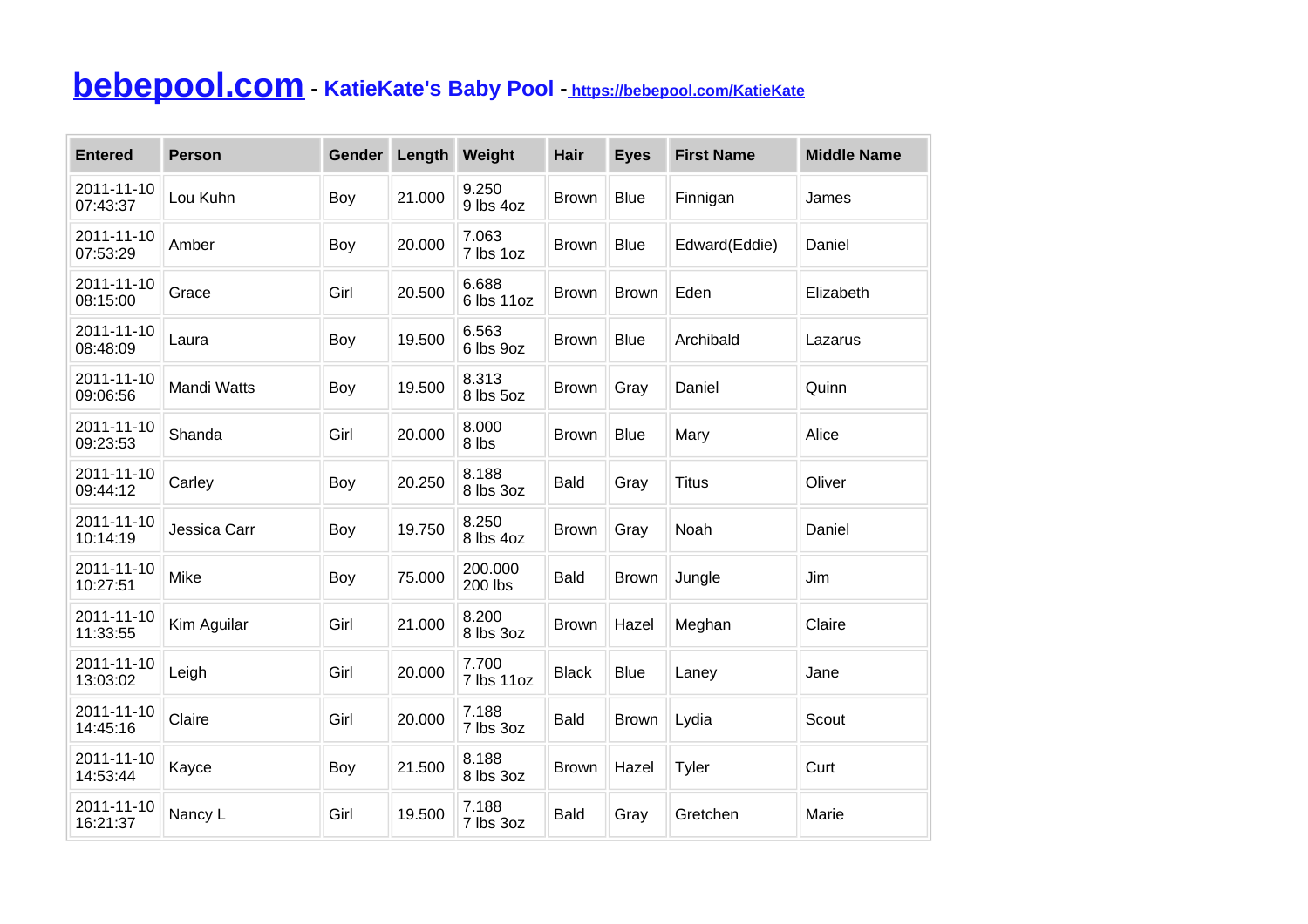# bebepool.com - KatieKate's Baby Pool - https://bebepool.com/KatieKate

| Entered | Person | Gender | Length | Weight | Hair | Eyes | First Name | Middle Name |
|---|---|---|---|---|---|---|---|---|
| 2011-11-10 07:43:37 | Lou Kuhn | Boy | 21.000 | 9.250 9 lbs 4oz | Brown | Blue | Finnigan | James |
| 2011-11-10 07:53:29 | Amber | Boy | 20.000 | 7.063 7 lbs 1oz | Brown | Blue | Edward(Eddie) | Daniel |
| 2011-11-10 08:15:00 | Grace | Girl | 20.500 | 6.688 6 lbs 11oz | Brown | Brown | Eden | Elizabeth |
| 2011-11-10 08:48:09 | Laura | Boy | 19.500 | 6.563 6 lbs 9oz | Brown | Blue | Archibald | Lazarus |
| 2011-11-10 09:06:56 | Mandi Watts | Boy | 19.500 | 8.313 8 lbs 5oz | Brown | Gray | Daniel | Quinn |
| 2011-11-10 09:23:53 | Shanda | Girl | 20.000 | 8.000 8 lbs | Brown | Blue | Mary | Alice |
| 2011-11-10 09:44:12 | Carley | Boy | 20.250 | 8.188 8 lbs 3oz | Bald | Gray | Titus | Oliver |
| 2011-11-10 10:14:19 | Jessica Carr | Boy | 19.750 | 8.250 8 lbs 4oz | Brown | Gray | Noah | Daniel |
| 2011-11-10 10:27:51 | Mike | Boy | 75.000 | 200.000 200 lbs | Bald | Brown | Jungle | Jim |
| 2011-11-10 11:33:55 | Kim Aguilar | Girl | 21.000 | 8.200 8 lbs 3oz | Brown | Hazel | Meghan | Claire |
| 2011-11-10 13:03:02 | Leigh | Girl | 20.000 | 7.700 7 lbs 11oz | Black | Blue | Laney | Jane |
| 2011-11-10 14:45:16 | Claire | Girl | 20.000 | 7.188 7 lbs 3oz | Bald | Brown | Lydia | Scout |
| 2011-11-10 14:53:44 | Kayce | Boy | 21.500 | 8.188 8 lbs 3oz | Brown | Hazel | Tyler | Curt |
| 2011-11-10 16:21:37 | Nancy L | Girl | 19.500 | 7.188 7 lbs 3oz | Bald | Gray | Gretchen | Marie |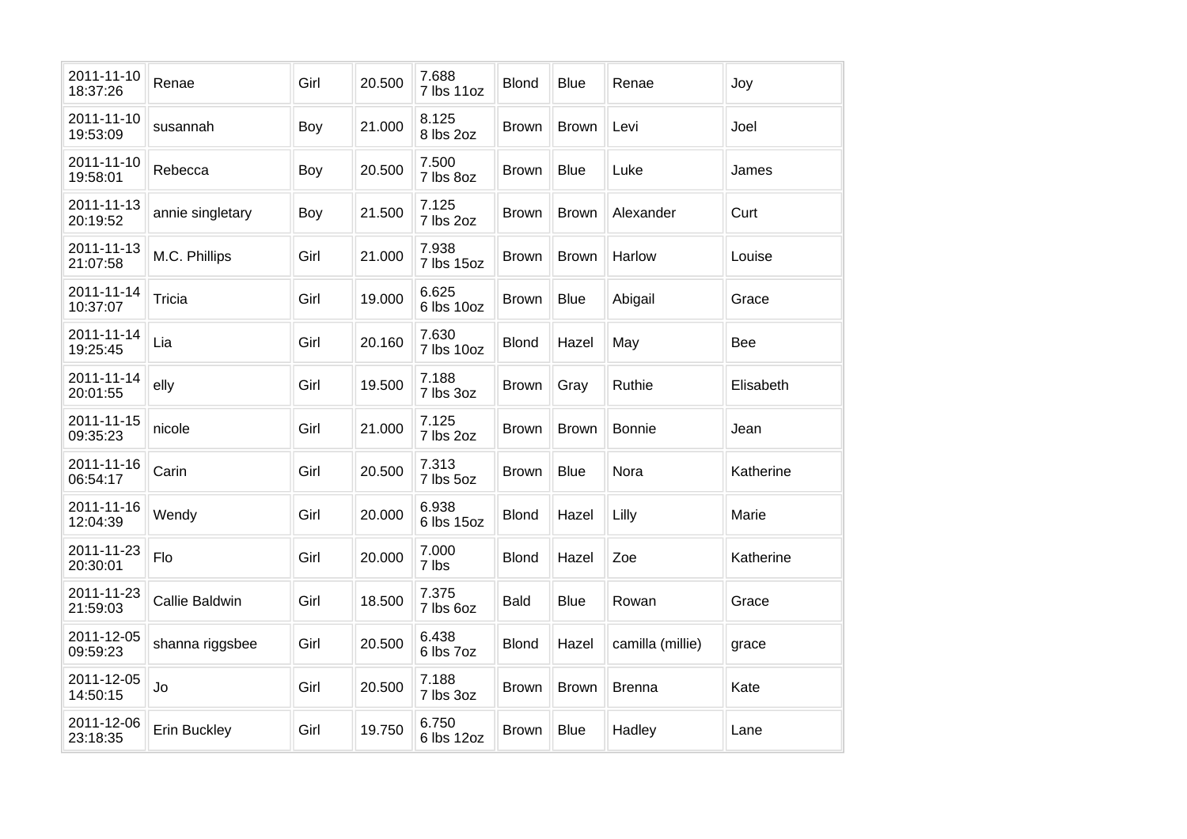| 2011-11-10 18:37:26 | Renae | Girl | 20.500 | 7.688 7 lbs 11oz | Blond | Blue | Renae | Joy |
|---|---|---|---|---|---|---|---|---|
| 2011-11-10 19:53:09 | susannah | Boy | 21.000 | 8.125 8 lbs 2oz | Brown | Brown | Levi | Joel |
| 2011-11-10 19:58:01 | Rebecca | Boy | 20.500 | 7.500 7 lbs 8oz | Brown | Blue | Luke | James |
| 2011-11-13 20:19:52 | annie singletary | Boy | 21.500 | 7.125 7 lbs 2oz | Brown | Brown | Alexander | Curt |
| 2011-11-13 21:07:58 | M.C. Phillips | Girl | 21.000 | 7.938 7 lbs 15oz | Brown | Brown | Harlow | Louise |
| 2011-11-14 10:37:07 | Tricia | Girl | 19.000 | 6.625 6 lbs 10oz | Brown | Blue | Abigail | Grace |
| 2011-11-14 19:25:45 | Lia | Girl | 20.160 | 7.630 7 lbs 10oz | Blond | Hazel | May | Bee |
| 2011-11-14 20:01:55 | elly | Girl | 19.500 | 7.188 7 lbs 3oz | Brown | Gray | Ruthie | Elisabeth |
| 2011-11-15 09:35:23 | nicole | Girl | 21.000 | 7.125 7 lbs 2oz | Brown | Brown | Bonnie | Jean |
| 2011-11-16 06:54:17 | Carin | Girl | 20.500 | 7.313 7 lbs 5oz | Brown | Blue | Nora | Katherine |
| 2011-11-16 12:04:39 | Wendy | Girl | 20.000 | 6.938 6 lbs 15oz | Blond | Hazel | Lilly | Marie |
| 2011-11-23 20:30:01 | Flo | Girl | 20.000 | 7.000 7 lbs | Blond | Hazel | Zoe | Katherine |
| 2011-11-23 21:59:03 | Callie Baldwin | Girl | 18.500 | 7.375 7 lbs 6oz | Bald | Blue | Rowan | Grace |
| 2011-12-05 09:59:23 | shanna riggsbee | Girl | 20.500 | 6.438 6 lbs 7oz | Blond | Hazel | camilla (millie) | grace |
| 2011-12-05 14:50:15 | Jo | Girl | 20.500 | 7.188 7 lbs 3oz | Brown | Brown | Brenna | Kate |
| 2011-12-06 23:18:35 | Erin Buckley | Girl | 19.750 | 6.750 6 lbs 12oz | Brown | Blue | Hadley | Lane |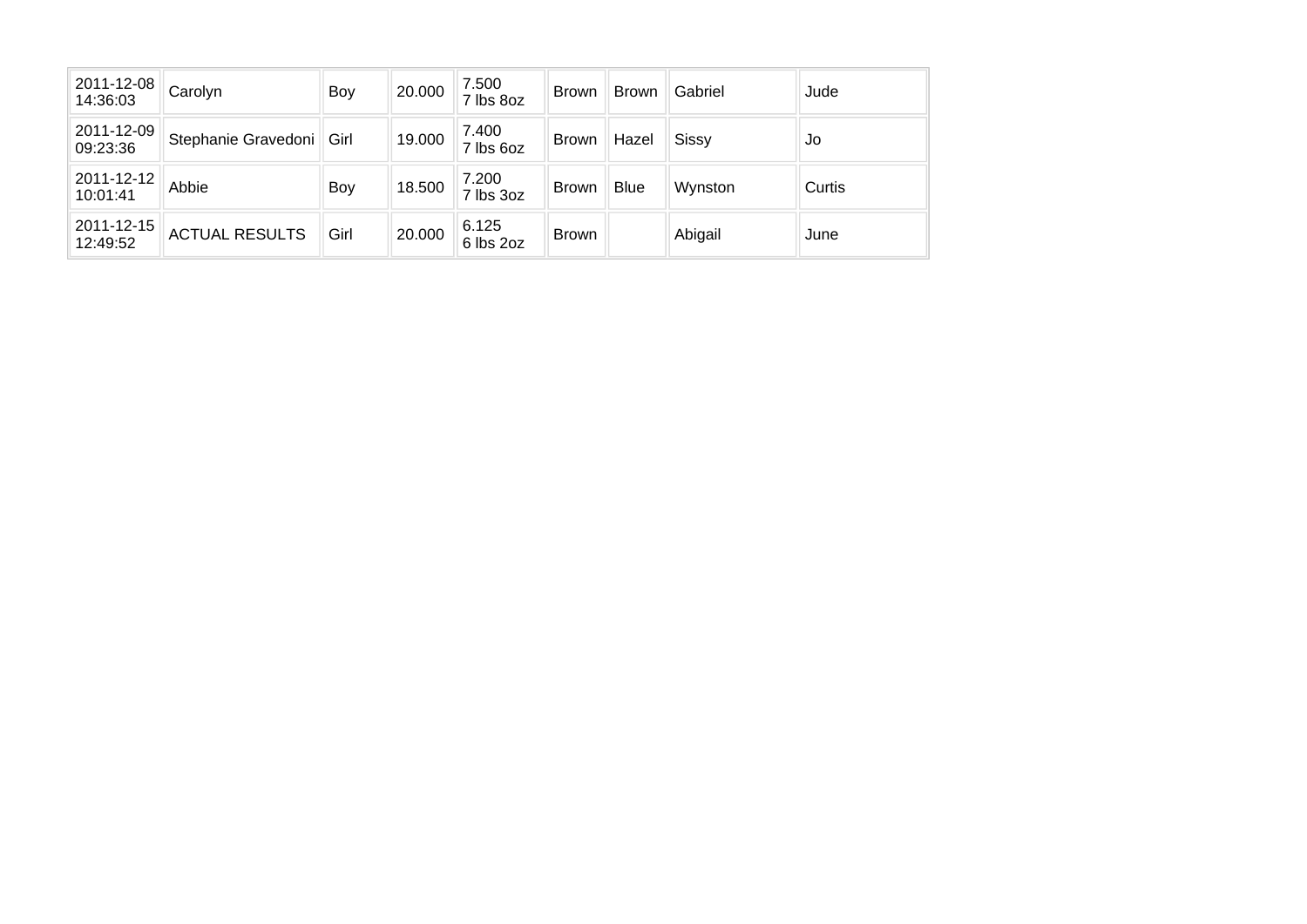| | | | | | | | | |
|---|---|---|---|---|---|---|---|---|
| 2011-12-08 14:36:03 | Carolyn | Boy | 20.000 | 7.500 7 lbs 8oz | Brown | Brown | Gabriel | Jude |
| 2011-12-09 09:23:36 | Stephanie Gravedoni | Girl | 19.000 | 7.400 7 lbs 6oz | Brown | Hazel | Sissy | Jo |
| 2011-12-12 10:01:41 | Abbie | Boy | 18.500 | 7.200 7 lbs 3oz | Brown | Blue | Wynston | Curtis |
| 2011-12-15 12:49:52 | ACTUAL RESULTS | Girl | 20.000 | 6.125 6 lbs 2oz | Brown | | Abigail | June |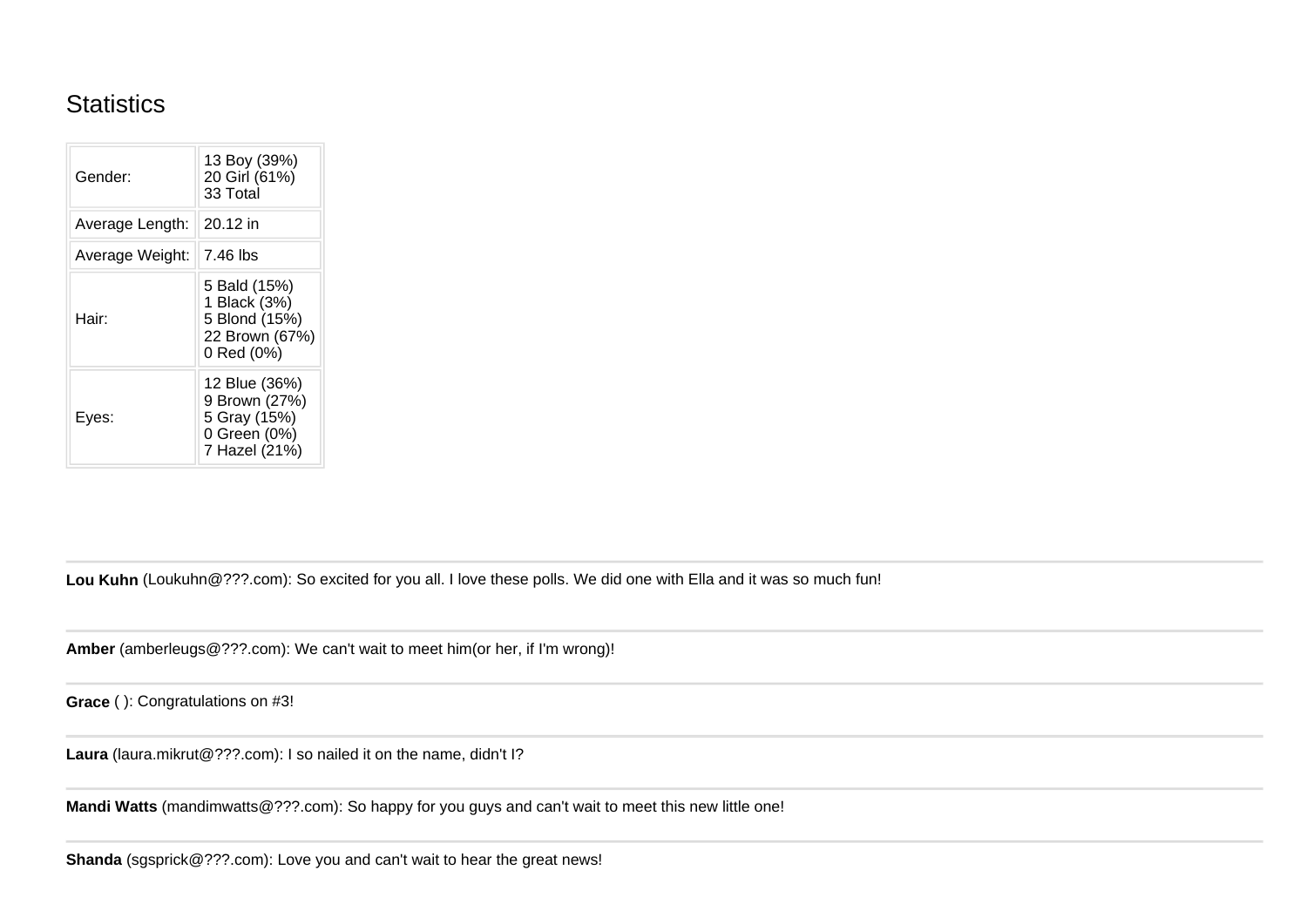## Statistics

| | |
|---|---|
| Gender: | 13 Boy (39%)<br>20 Girl (61%)<br>33 Total |
| Average Length: | 20.12 in |
| Average Weight: | 7.46 lbs |
| Hair: | 5 Bald (15%)<br>1 Black (3%)<br>5 Blond (15%)<br>22 Brown (67%)<br>0 Red (0%) |
| Eyes: | 12 Blue (36%)<br>9 Brown (27%)<br>5 Gray (15%)<br>0 Green (0%)<br>7 Hazel (21%) |

---

**Lou Kuhn** (Loukuhn@???.com): So excited for you all. I love these polls. We did one with Ella and it was so much fun!

---

**Amber** (amberleugs@???.com): We can't wait to meet him(or her, if I'm wrong)!

---

**Grace** ( ): Congratulations on #3!

---

**Laura** (laura.mikrut@???.com): I so nailed it on the name, didn't I?

---

**Mandi Watts** (mandimwatts@???.com): So happy for you guys and can't wait to meet this new little one!

---

**Shanda** (sgsprick@???.com): Love you and can't wait to hear the great news!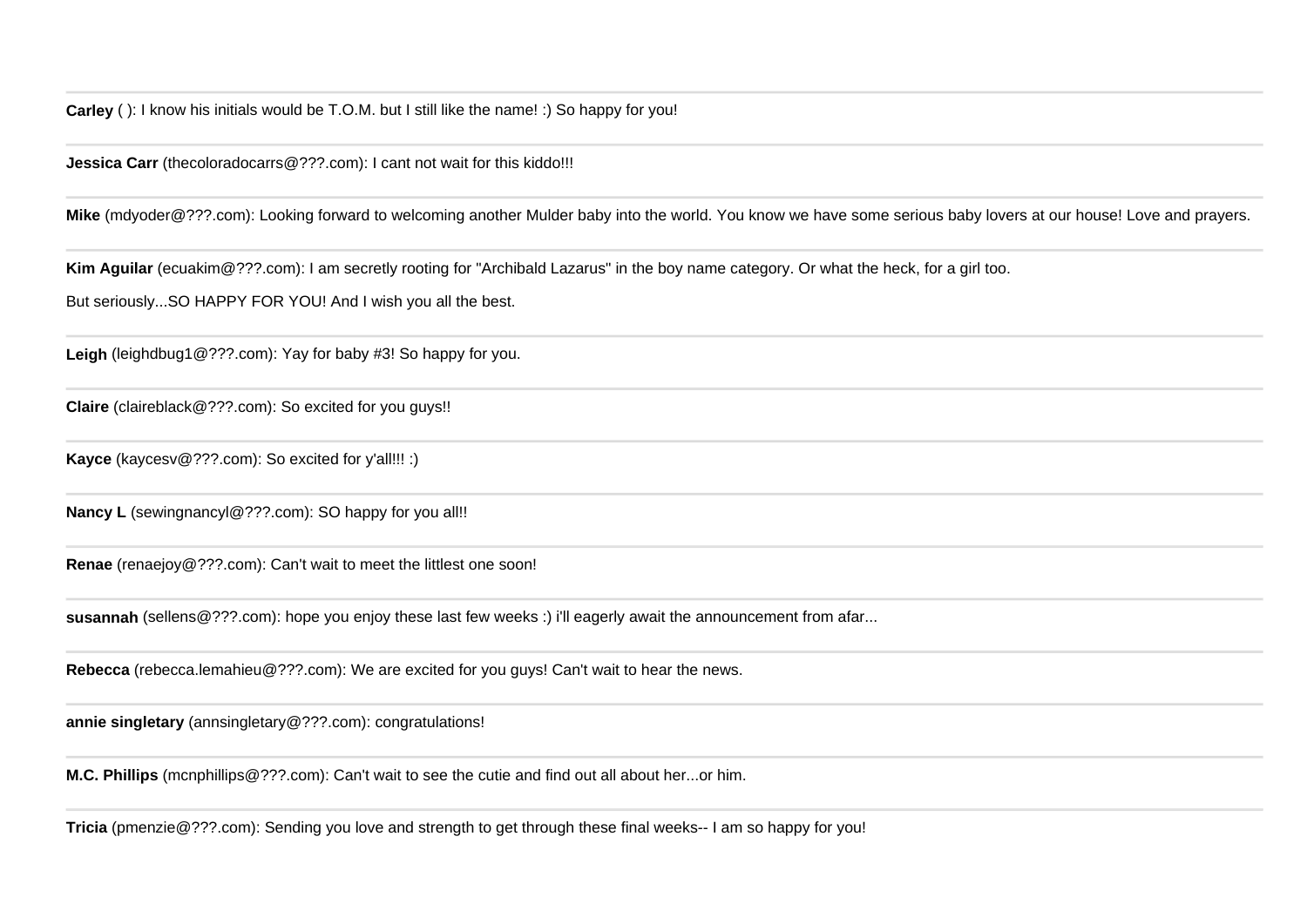---

**Carley** ( ): I know his initials would be T.O.M. but I still like the name! :) So happy for you!

---

**Jessica Carr** (thecoloradocarrs@???.com): I cant not wait for this kiddo!!!

---

**Mike** (mdyoder@???.com): Looking forward to welcoming another Mulder baby into the world. You know we have some serious baby lovers at our house! Love and prayers.

---

**Kim Aguilar** (ecuakim@???.com): I am secretly rooting for "Archibald Lazarus" in the boy name category. Or what the heck, for a girl too.

But seriously...SO HAPPY FOR YOU! And I wish you all the best.

---

**Leigh** (leighdbug1@???.com): Yay for baby #3! So happy for you.

---

**Claire** (claireblack@???.com): So excited for you guys!!

---

**Kayce** (kaycesv@???.com): So excited for y'all!!! :)

---

**Nancy L** (sewingnancyl@???.com): SO happy for you all!!

---

**Renae** (renaejoy@???.com): Can't wait to meet the littlest one soon!

---

**susannah** (sellens@???.com): hope you enjoy these last few weeks :) i'll eagerly await the announcement from afar...

---

**Rebecca** (rebecca.lemahieu@???.com): We are excited for you guys! Can't wait to hear the news.

---

**annie singletary** (annsingletary@???.com): congratulations!

---

**M.C. Phillips** (mcnphillips@???.com): Can't wait to see the cutie and find out all about her...or him.

---

**Tricia** (pmenzie@???.com): Sending you love and strength to get through these final weeks-- I am so happy for you!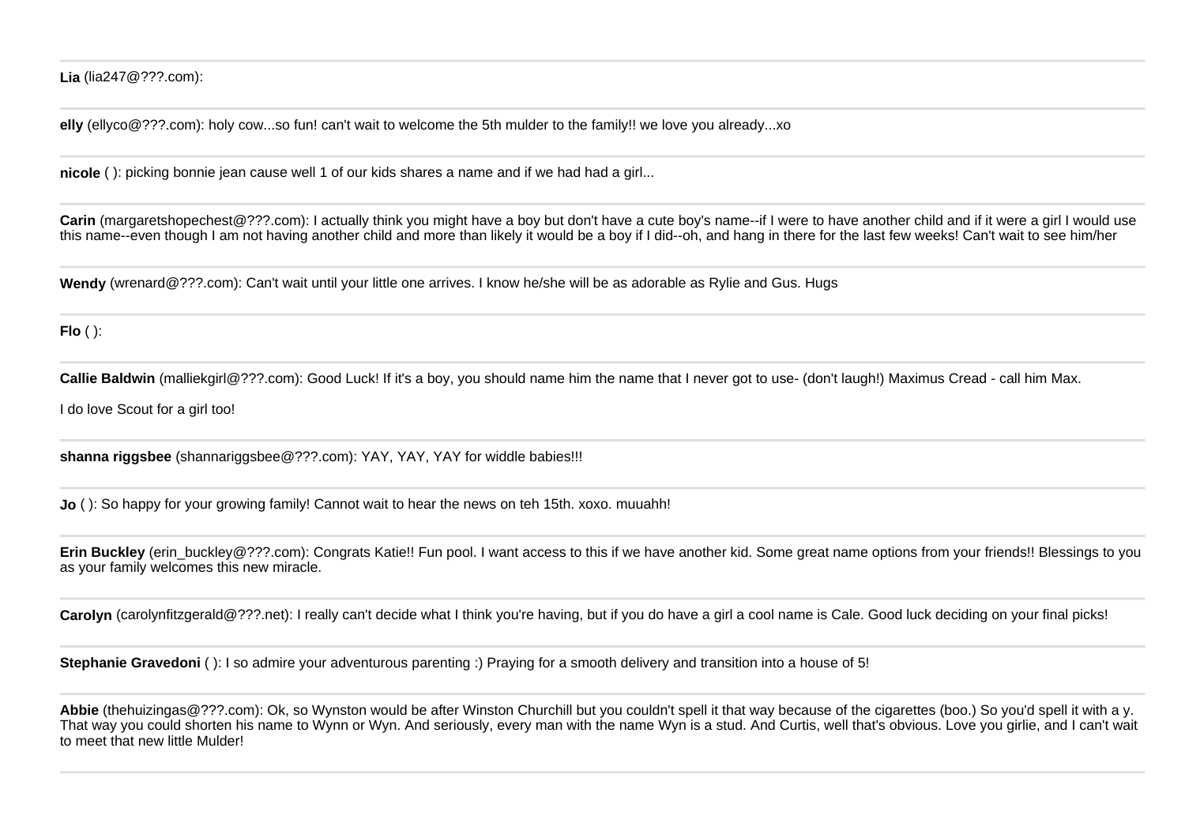**Lia** (lia247@???.com):

---

**elly** (ellyco@???.com): holy cow...so fun! can't wait to welcome the 5th mulder to the family!! we love you already...xo

---

**nicole** ( ): picking bonnie jean cause well 1 of our kids shares a name and if we had had a girl...

---

**Carin** (margaretshopechest@???.com): I actually think you might have a boy but don't have a cute boy's name--if I were to have another child and if it were a girl I would use this name--even though I am not having another child and more than likely it would be a boy if I did--oh, and hang in there for the last few weeks! Can't wait to see him/her

---

**Wendy** (wrenard@???.com): Can't wait until your little one arrives. I know he/she will be as adorable as Rylie and Gus. Hugs

---

**Flo** ( ):

---

**Callie Baldwin** (malliekgirl@???.com): Good Luck! If it's a boy, you should name him the name that I never got to use- (don't laugh!) Maximus Cread - call him Max.

I do love Scout for a girl too!

---

**shanna riggsbee** (shannariggsbee@???.com): YAY, YAY, YAY for widdle babies!!!

---

**Jo** ( ): So happy for your growing family! Cannot wait to hear the news on teh 15th. xoxo. muuahh!

---

**Erin Buckley** (erin_buckley@???.com): Congrats Katie!! Fun pool. I want access to this if we have another kid. Some great name options from your friends!! Blessings to you as your family welcomes this new miracle.

---

**Carolyn** (carolynfitzgerald@???.net): I really can't decide what I think you're having, but if you do have a girl a cool name is Cale. Good luck deciding on your final picks!

---

**Stephanie Gravedoni** ( ): I so admire your adventurous parenting :) Praying for a smooth delivery and transition into a house of 5!

---

**Abbie** (thehuizingas@???.com): Ok, so Wynston would be after Winston Churchill but you couldn't spell it that way because of the cigarettes (boo.) So you'd spell it with a y. That way you could shorten his name to Wynn or Wyn. And seriously, every man with the name Wyn is a stud. And Curtis, well that's obvious. Love you girlie, and I can't wait to meet that new little Mulder!

---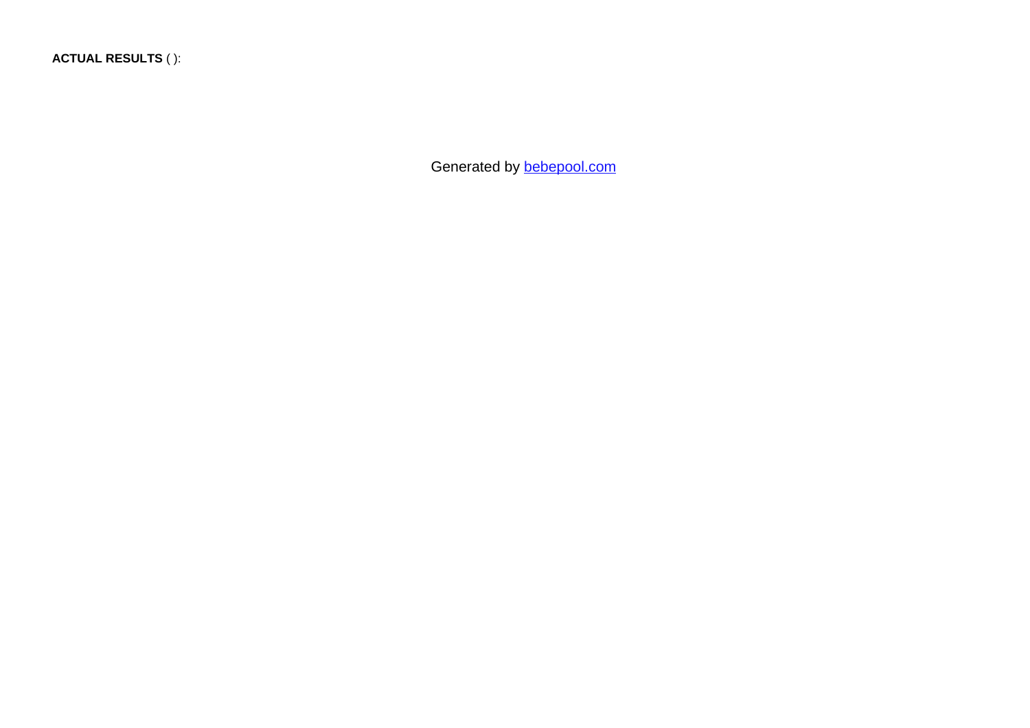**ACTUAL RESULTS** ( ):

Generated by [bebepool.com](bebepool.com)